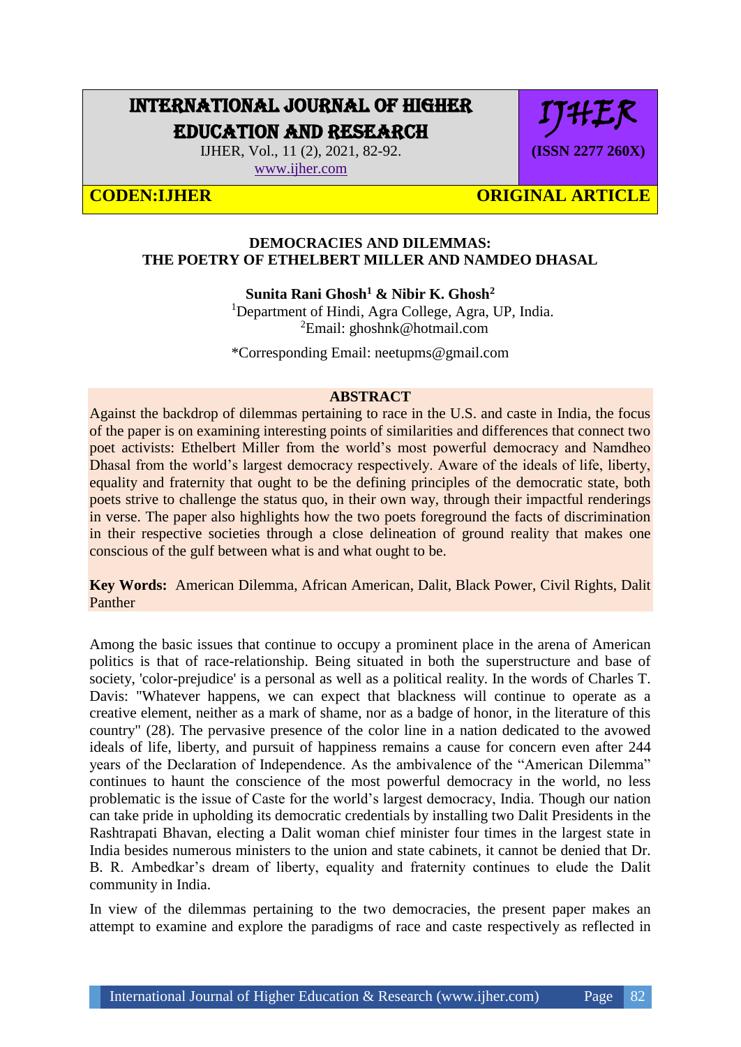# DEMOCRACIES AND DILEMMAS: THE POETRY OF ETHELBERT MILLER AND NAMDEO DHASAL

**Sunita Rani Ghosh[1] & Nibir K. Ghosh[2]**

[1]Department of Hindi, Agra College, Agra, UP, India.
[2]Email: ghoshnk@hotmail.com

*Corresponding Email: neetupms@gmail.com

**ABSTRACT**

Against the backdrop of dilemmas pertaining to race in the U.S. and caste in India, the focus of the paper is on examining interesting points of similarities and differences that connect two poet activists: Ethelbert Miller from the world's most powerful democracy and Namdheo Dhasal from the world's largest democracy respectively. Aware of the ideals of life, liberty, equality and fraternity that ought to be the defining principles of the democratic state, both poets strive to challenge the status quo, in their own way, through their impactful renderings in verse. The paper also highlights how the two poets foreground the facts of discrimination in their respective societies through a close delineation of ground reality that makes one conscious of the gulf between what is and what ought to be.

**Key Words:** American Dilemma, African American, Dalit, Black Power, Civil Rights, Dalit Panther

Among the basic issues that continue to occupy a prominent place in the arena of American politics is that of race-relationship. Being situated in both the superstructure and base of society, 'color-prejudice' is a personal as well as a political reality. In the words of Charles T. Davis: "Whatever happens, we can expect that blackness will continue to operate as a creative element, neither as a mark of shame, nor as a badge of honor, in the literature of this country" (28). The pervasive presence of the color line in a nation dedicated to the avowed ideals of life, liberty, and pursuit of happiness remains a cause for concern even after 244 years of the Declaration of Independence. As the ambivalence of the "American Dilemma" continues to haunt the conscience of the most powerful democracy in the world, no less problematic is the issue of Caste for the world's largest democracy, India. Though our nation can take pride in upholding its democratic credentials by installing two Dalit Presidents in the Rashtrapati Bhavan, electing a Dalit woman chief minister four times in the largest state in India besides numerous ministers to the union and state cabinets, it cannot be denied that Dr. B. R. Ambedkar's dream of liberty, equality and fraternity continues to elude the Dalit community in India.

In view of the dilemmas pertaining to the two democracies, the present paper makes an attempt to examine and explore the paradigms of race and caste respectively as reflected in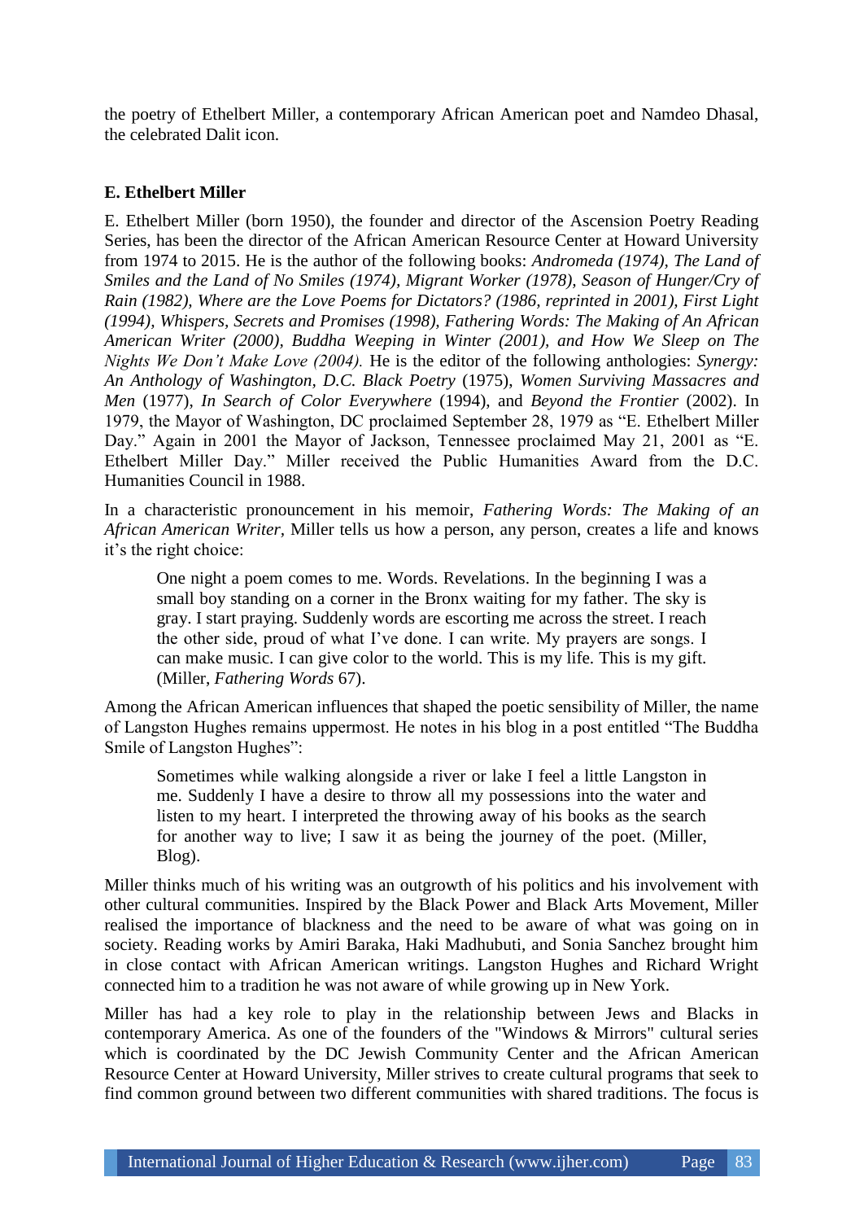the poetry of Ethelbert Miller, a contemporary African American poet and Namdeo Dhasal, the celebrated Dalit icon.

### E. Ethelbert Miller

E. Ethelbert Miller (born 1950), the founder and director of the Ascension Poetry Reading Series, has been the director of the African American Resource Center at Howard University from 1974 to 2015. He is the author of the following books: *Andromeda (1974), The Land of Smiles and the Land of No Smiles (1974), Migrant Worker (1978), Season of Hunger/Cry of Rain (1982), Where are the Love Poems for Dictators? (1986, reprinted in 2001), First Light (1994), Whispers, Secrets and Promises (1998), Fathering Words: The Making of An African American Writer (2000), Buddha Weeping in Winter (2001), and How We Sleep on The Nights We Don't Make Love (2004).* He is the editor of the following anthologies: *Synergy: An Anthology of Washington, D.C. Black Poetry* (1975), *Women Surviving Massacres and Men* (1977), *In Search of Color Everywhere* (1994), and *Beyond the Frontier* (2002). In 1979, the Mayor of Washington, DC proclaimed September 28, 1979 as "E. Ethelbert Miller Day." Again in 2001 the Mayor of Jackson, Tennessee proclaimed May 21, 2001 as "E. Ethelbert Miller Day." Miller received the Public Humanities Award from the D.C. Humanities Council in 1988.

In a characteristic pronouncement in his memoir, *Fathering Words: The Making of an African American Writer*, Miller tells us how a person, any person, creates a life and knows it's the right choice:

> One night a poem comes to me. Words. Revelations. In the beginning I was a small boy standing on a corner in the Bronx waiting for my father. The sky is gray. I start praying. Suddenly words are escorting me across the street. I reach the other side, proud of what I've done. I can write. My prayers are songs. I can make music. I can give color to the world. This is my life. This is my gift. (Miller, *Fathering Words* 67).

Among the African American influences that shaped the poetic sensibility of Miller, the name of Langston Hughes remains uppermost. He notes in his blog in a post entitled "The Buddha Smile of Langston Hughes":

> Sometimes while walking alongside a river or lake I feel a little Langston in me. Suddenly I have a desire to throw all my possessions into the water and listen to my heart. I interpreted the throwing away of his books as the search for another way to live; I saw it as being the journey of the poet. (Miller, Blog).

Miller thinks much of his writing was an outgrowth of his politics and his involvement with other cultural communities. Inspired by the Black Power and Black Arts Movement, Miller realised the importance of blackness and the need to be aware of what was going on in society. Reading works by Amiri Baraka, Haki Madhubuti, and Sonia Sanchez brought him in close contact with African American writings. Langston Hughes and Richard Wright connected him to a tradition he was not aware of while growing up in New York.

Miller has had a key role to play in the relationship between Jews and Blacks in contemporary America. As one of the founders of the "Windows & Mirrors" cultural series which is coordinated by the DC Jewish Community Center and the African American Resource Center at Howard University, Miller strives to create cultural programs that seek to find common ground between two different communities with shared traditions. The focus is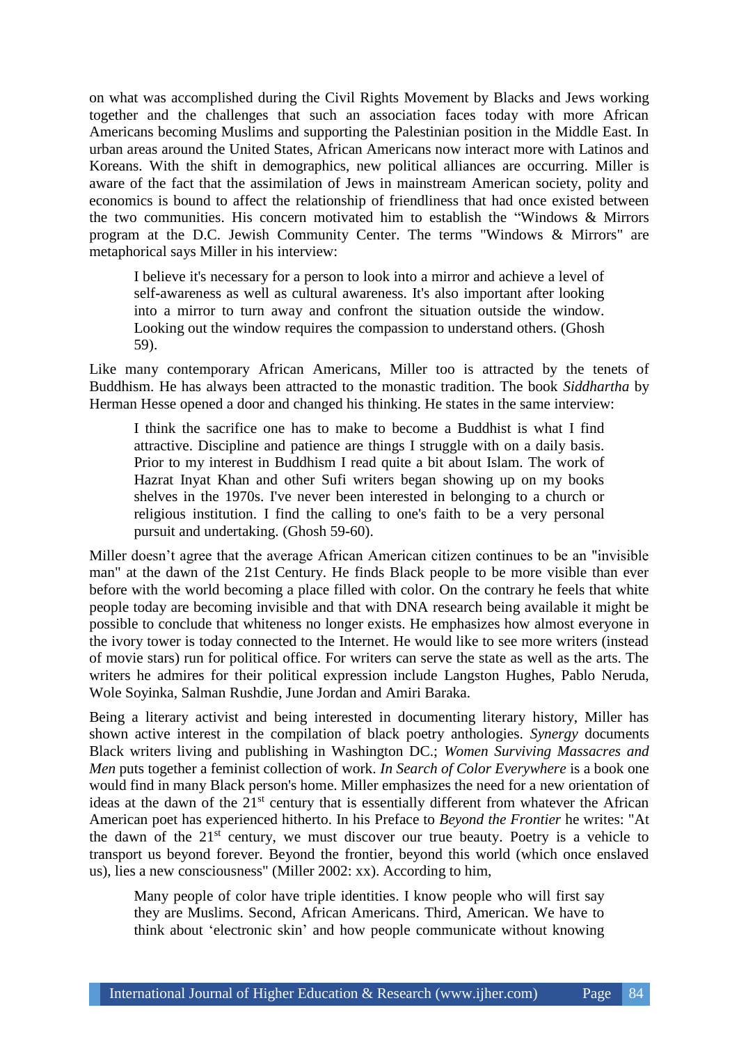on what was accomplished during the Civil Rights Movement by Blacks and Jews working together and the challenges that such an association faces today with more African Americans becoming Muslims and supporting the Palestinian position in the Middle East. In urban areas around the United States, African Americans now interact more with Latinos and Koreans. With the shift in demographics, new political alliances are occurring. Miller is aware of the fact that the assimilation of Jews in mainstream American society, polity and economics is bound to affect the relationship of friendliness that had once existed between the two communities. His concern motivated him to establish the "Windows & Mirrors program at the D.C. Jewish Community Center. The terms "Windows & Mirrors" are metaphorical says Miller in his interview:

> I believe it's necessary for a person to look into a mirror and achieve a level of self-awareness as well as cultural awareness. It's also important after looking into a mirror to turn away and confront the situation outside the window. Looking out the window requires the compassion to understand others. (Ghosh 59).

Like many contemporary African Americans, Miller too is attracted by the tenets of Buddhism. He has always been attracted to the monastic tradition. The book *Siddhartha* by Herman Hesse opened a door and changed his thinking. He states in the same interview:

> I think the sacrifice one has to make to become a Buddhist is what I find attractive. Discipline and patience are things I struggle with on a daily basis. Prior to my interest in Buddhism I read quite a bit about Islam. The work of Hazrat Inyat Khan and other Sufi writers began showing up on my books shelves in the 1970s. I've never been interested in belonging to a church or religious institution. I find the calling to one's faith to be a very personal pursuit and undertaking. (Ghosh 59-60).

Miller doesn't agree that the average African American citizen continues to be an "invisible man" at the dawn of the 21st Century. He finds Black people to be more visible than ever before with the world becoming a place filled with color. On the contrary he feels that white people today are becoming invisible and that with DNA research being available it might be possible to conclude that whiteness no longer exists. He emphasizes how almost everyone in the ivory tower is today connected to the Internet. He would like to see more writers (instead of movie stars) run for political office. For writers can serve the state as well as the arts. The writers he admires for their political expression include Langston Hughes, Pablo Neruda, Wole Soyinka, Salman Rushdie, June Jordan and Amiri Baraka.

Being a literary activist and being interested in documenting literary history, Miller has shown active interest in the compilation of black poetry anthologies. *Synergy* documents Black writers living and publishing in Washington DC.; *Women Surviving Massacres and Men* puts together a feminist collection of work. *In Search of Color Everywhere* is a book one would find in many Black person's home. Miller emphasizes the need for a new orientation of ideas at the dawn of the 21st century that is essentially different from whatever the African American poet has experienced hitherto. In his Preface to *Beyond the Frontier* he writes: "At the dawn of the 21st century, we must discover our true beauty. Poetry is a vehicle to transport us beyond forever. Beyond the frontier, beyond this world (which once enslaved us), lies a new consciousness" (Miller 2002: xx). According to him,

> Many people of color have triple identities. I know people who will first say they are Muslims. Second, African Americans. Third, American. We have to think about 'electronic skin' and how people communicate without knowing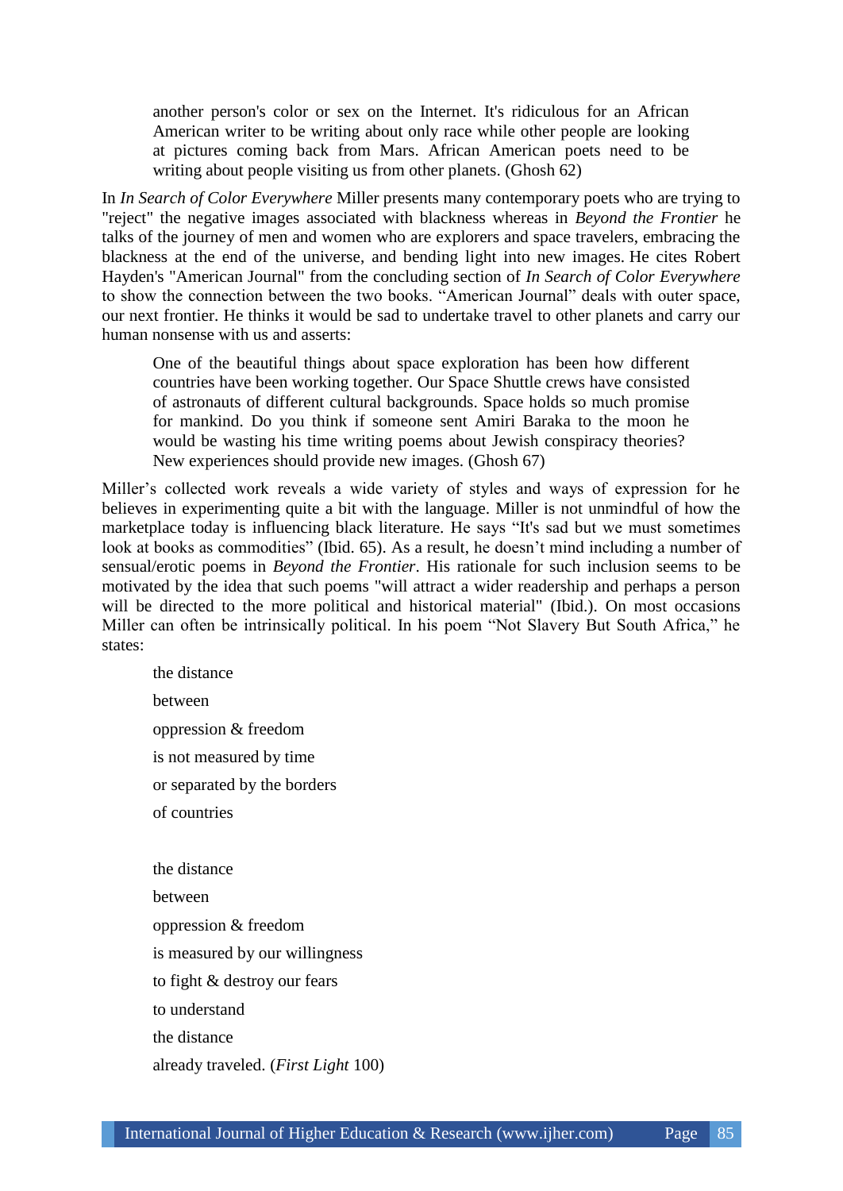> another person's color or sex on the Internet. It's ridiculous for an African American writer to be writing about only race while other people are looking at pictures coming back from Mars. African American poets need to be writing about people visiting us from other planets. (Ghosh 62)

In *In Search of Color Everywhere* Miller presents many contemporary poets who are trying to "reject" the negative images associated with blackness whereas in *Beyond the Frontier* he talks of the journey of men and women who are explorers and space travelers, embracing the blackness at the end of the universe, and bending light into new images. He cites Robert Hayden's "American Journal" from the concluding section of *In Search of Color Everywhere* to show the connection between the two books. "American Journal" deals with outer space, our next frontier. He thinks it would be sad to undertake travel to other planets and carry our human nonsense with us and asserts:

> One of the beautiful things about space exploration has been how different countries have been working together. Our Space Shuttle crews have consisted of astronauts of different cultural backgrounds. Space holds so much promise for mankind. Do you think if someone sent Amiri Baraka to the moon he would be wasting his time writing poems about Jewish conspiracy theories? New experiences should provide new images. (Ghosh 67)

Miller's collected work reveals a wide variety of styles and ways of expression for he believes in experimenting quite a bit with the language. Miller is not unmindful of how the marketplace today is influencing black literature. He says "It's sad but we must sometimes look at books as commodities" (Ibid. 65). As a result, he doesn't mind including a number of sensual/erotic poems in *Beyond the Frontier*. His rationale for such inclusion seems to be motivated by the idea that such poems "will attract a wider readership and perhaps a person will be directed to the more political and historical material" (Ibid.). On most occasions Miller can often be intrinsically political. In his poem "Not Slavery But South Africa," he states:

> the distance
> between
> oppression & freedom
> is not measured by time
> or separated by the borders
> of countries
>
> the distance
> between
> oppression & freedom
> is measured by our willingness
> to fight & destroy our fears
> to understand
> the distance
> already traveled. (*First Light* 100)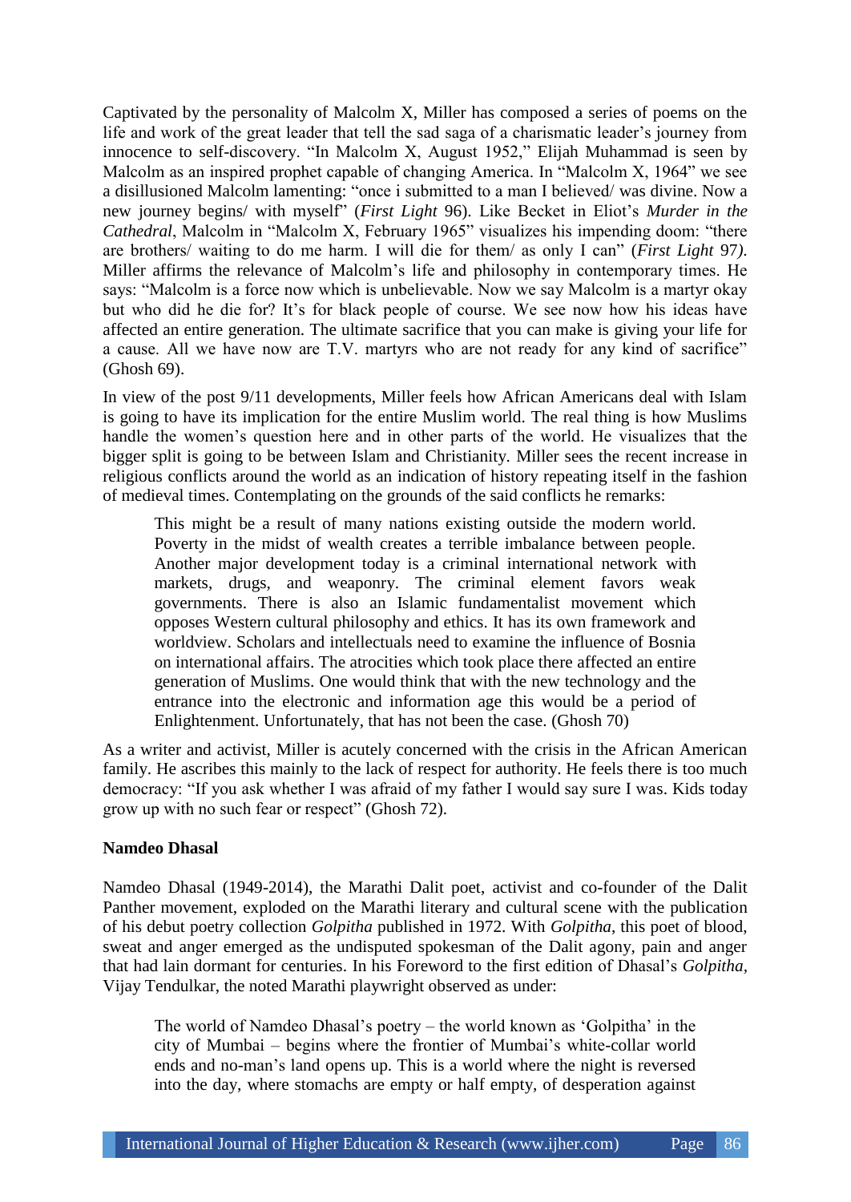Captivated by the personality of Malcolm X, Miller has composed a series of poems on the life and work of the great leader that tell the sad saga of a charismatic leader's journey from innocence to self-discovery. "In Malcolm X, August 1952," Elijah Muhammad is seen by Malcolm as an inspired prophet capable of changing America. In "Malcolm X, 1964" we see a disillusioned Malcolm lamenting: "once i submitted to a man I believed/ was divine. Now a new journey begins/ with myself" (*First Light* 96). Like Becket in Eliot's *Murder in the Cathedral*, Malcolm in "Malcolm X, February 1965" visualizes his impending doom: "there are brothers/ waiting to do me harm. I will die for them/ as only I can" (*First Light* 97). Miller affirms the relevance of Malcolm's life and philosophy in contemporary times. He says: "Malcolm is a force now which is unbelievable. Now we say Malcolm is a martyr okay but who did he die for? It's for black people of course. We see now how his ideas have affected an entire generation. The ultimate sacrifice that you can make is giving your life for a cause. All we have now are T.V. martyrs who are not ready for any kind of sacrifice" (Ghosh 69).

In view of the post 9/11 developments, Miller feels how African Americans deal with Islam is going to have its implication for the entire Muslim world. The real thing is how Muslims handle the women's question here and in other parts of the world. He visualizes that the bigger split is going to be between Islam and Christianity. Miller sees the recent increase in religious conflicts around the world as an indication of history repeating itself in the fashion of medieval times. Contemplating on the grounds of the said conflicts he remarks:

> This might be a result of many nations existing outside the modern world. Poverty in the midst of wealth creates a terrible imbalance between people. Another major development today is a criminal international network with markets, drugs, and weaponry. The criminal element favors weak governments. There is also an Islamic fundamentalist movement which opposes Western cultural philosophy and ethics. It has its own framework and worldview. Scholars and intellectuals need to examine the influence of Bosnia on international affairs. The atrocities which took place there affected an entire generation of Muslims. One would think that with the new technology and the entrance into the electronic and information age this would be a period of Enlightenment. Unfortunately, that has not been the case. (Ghosh 70)

As a writer and activist, Miller is acutely concerned with the crisis in the African American family. He ascribes this mainly to the lack of respect for authority. He feels there is too much democracy: "If you ask whether I was afraid of my father I would say sure I was. Kids today grow up with no such fear or respect" (Ghosh 72).

## Namdeo Dhasal

Namdeo Dhasal (1949-2014), the Marathi Dalit poet, activist and co-founder of the Dalit Panther movement, exploded on the Marathi literary and cultural scene with the publication of his debut poetry collection *Golpitha* published in 1972. With *Golpitha*, this poet of blood, sweat and anger emerged as the undisputed spokesman of the Dalit agony, pain and anger that had lain dormant for centuries. In his Foreword to the first edition of Dhasal's *Golpitha*, Vijay Tendulkar, the noted Marathi playwright observed as under:

> The world of Namdeo Dhasal's poetry – the world known as 'Golpitha' in the city of Mumbai – begins where the frontier of Mumbai's white-collar world ends and no-man's land opens up. This is a world where the night is reversed into the day, where stomachs are empty or half empty, of desperation against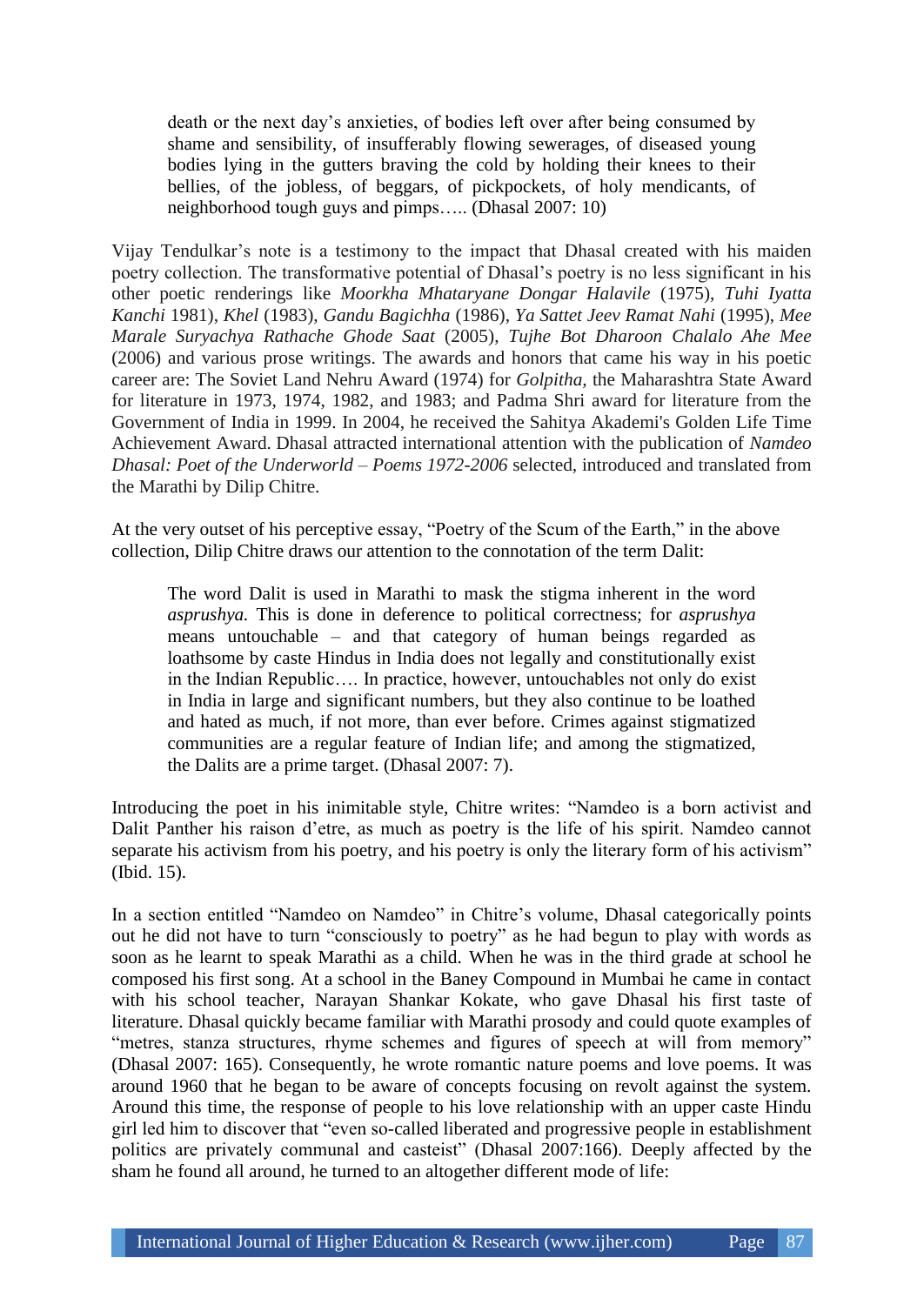> death or the next day's anxieties, of bodies left over after being consumed by shame and sensibility, of insufferably flowing sewerages, of diseased young bodies lying in the gutters braving the cold by holding their knees to their bellies, of the jobless, of beggars, of pickpockets, of holy mendicants, of neighborhood tough guys and pimps….. (Dhasal 2007: 10)

Vijay Tendulkar's note is a testimony to the impact that Dhasal created with his maiden poetry collection. The transformative potential of Dhasal's poetry is no less significant in his other poetic renderings like *Moorkha Mhataryane Dongar Halavile* (1975), *Tuhi Iyatta Kanchi* 1981), *Khel* (1983), *Gandu Bagichha* (1986), *Ya Sattet Jeev Ramat Nahi* (1995), *Mee Marale Suryachya Rathache Ghode Saat* (2005), *Tujhe Bot Dharoon Chalalo Ahe Mee* (2006) and various prose writings. The awards and honors that came his way in his poetic career are: The Soviet Land Nehru Award (1974) for *Golpitha,* the Maharashtra State Award for literature in 1973, 1974, 1982, and 1983; and Padma Shri award for literature from the Government of India in 1999. In 2004, he received the Sahitya Akademi's Golden Life Time Achievement Award. Dhasal attracted international attention with the publication of *Namdeo Dhasal: Poet of the Underworld – Poems 1972-2006* selected, introduced and translated from the Marathi by Dilip Chitre.

At the very outset of his perceptive essay, "Poetry of the Scum of the Earth," in the above collection, Dilip Chitre draws our attention to the connotation of the term Dalit:

> The word Dalit is used in Marathi to mask the stigma inherent in the word *asprushya.* This is done in deference to political correctness; for *asprushya* means untouchable – and that category of human beings regarded as loathsome by caste Hindus in India does not legally and constitutionally exist in the Indian Republic…. In practice, however, untouchables not only do exist in India in large and significant numbers, but they also continue to be loathed and hated as much, if not more, than ever before. Crimes against stigmatized communities are a regular feature of Indian life; and among the stigmatized, the Dalits are a prime target. (Dhasal 2007: 7).

Introducing the poet in his inimitable style, Chitre writes: "Namdeo is a born activist and Dalit Panther his raison d'etre, as much as poetry is the life of his spirit. Namdeo cannot separate his activism from his poetry, and his poetry is only the literary form of his activism" (Ibid. 15).

In a section entitled "Namdeo on Namdeo" in Chitre's volume, Dhasal categorically points out he did not have to turn "consciously to poetry" as he had begun to play with words as soon as he learnt to speak Marathi as a child. When he was in the third grade at school he composed his first song. At a school in the Baney Compound in Mumbai he came in contact with his school teacher, Narayan Shankar Kokate, who gave Dhasal his first taste of literature. Dhasal quickly became familiar with Marathi prosody and could quote examples of "metres, stanza structures, rhyme schemes and figures of speech at will from memory" (Dhasal 2007: 165). Consequently, he wrote romantic nature poems and love poems. It was around 1960 that he began to be aware of concepts focusing on revolt against the system. Around this time, the response of people to his love relationship with an upper caste Hindu girl led him to discover that "even so-called liberated and progressive people in establishment politics are privately communal and casteist" (Dhasal 2007:166). Deeply affected by the sham he found all around, he turned to an altogether different mode of life: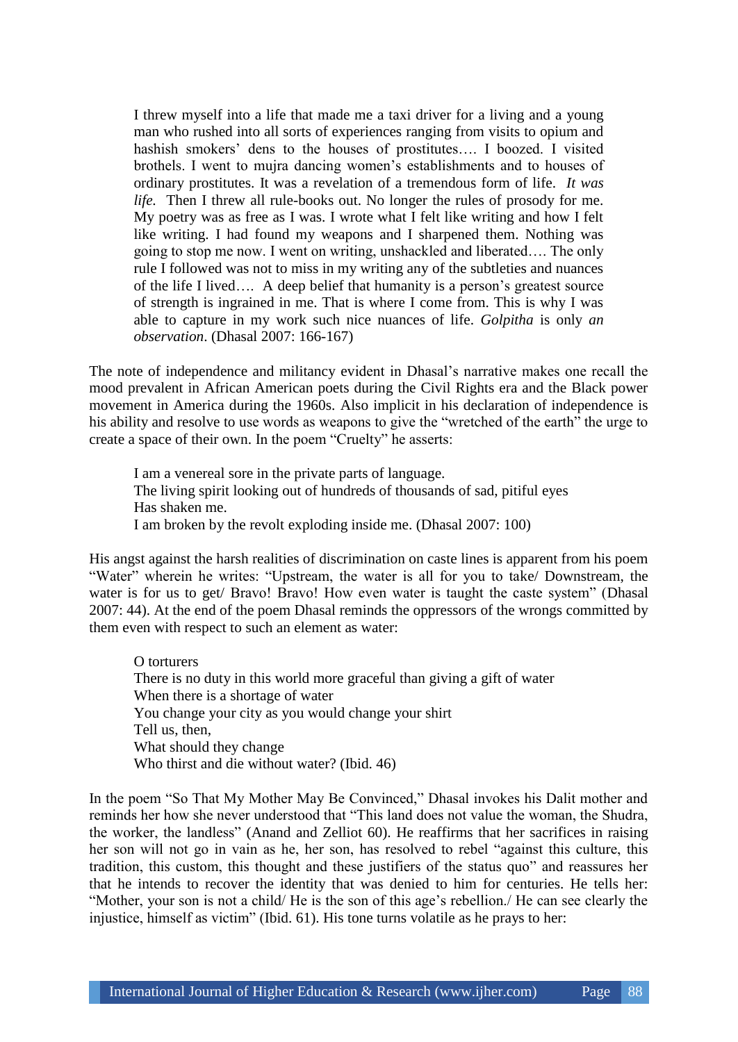> I threw myself into a life that made me a taxi driver for a living and a young man who rushed into all sorts of experiences ranging from visits to opium and hashish smokers' dens to the houses of prostitutes…. I boozed. I visited brothels. I went to mujra dancing women's establishments and to houses of ordinary prostitutes. It was a revelation of a tremendous form of life. *It was life.* Then I threw all rule-books out. No longer the rules of prosody for me. My poetry was as free as I was. I wrote what I felt like writing and how I felt like writing. I had found my weapons and I sharpened them. Nothing was going to stop me now. I went on writing, unshackled and liberated…. The only rule I followed was not to miss in my writing any of the subtleties and nuances of the life I lived…. A deep belief that humanity is a person's greatest source of strength is ingrained in me. That is where I come from. This is why I was able to capture in my work such nice nuances of life. *Golpitha* is only *an observation*. (Dhasal 2007: 166-167)

The note of independence and militancy evident in Dhasal's narrative makes one recall the mood prevalent in African American poets during the Civil Rights era and the Black power movement in America during the 1960s. Also implicit in his declaration of independence is his ability and resolve to use words as weapons to give the "wretched of the earth" the urge to create a space of their own. In the poem "Cruelty" he asserts:

> I am a venereal sore in the private parts of language.
> The living spirit looking out of hundreds of thousands of sad, pitiful eyes
> Has shaken me.
> I am broken by the revolt exploding inside me. (Dhasal 2007: 100)

His angst against the harsh realities of discrimination on caste lines is apparent from his poem "Water" wherein he writes: "Upstream, the water is all for you to take/ Downstream, the water is for us to get/ Bravo! Bravo! How even water is taught the caste system" (Dhasal 2007: 44). At the end of the poem Dhasal reminds the oppressors of the wrongs committed by them even with respect to such an element as water:

> O torturers
> There is no duty in this world more graceful than giving a gift of water
> When there is a shortage of water
> You change your city as you would change your shirt
> Tell us, then,
> What should they change
> Who thirst and die without water? (Ibid. 46)

In the poem "So That My Mother May Be Convinced," Dhasal invokes his Dalit mother and reminds her how she never understood that "This land does not value the woman, the Shudra, the worker, the landless" (Anand and Zelliot 60). He reaffirms that her sacrifices in raising her son will not go in vain as he, her son, has resolved to rebel "against this culture, this tradition, this custom, this thought and these justifiers of the status quo" and reassures her that he intends to recover the identity that was denied to him for centuries. He tells her: "Mother, your son is not a child/ He is the son of this age's rebellion./ He can see clearly the injustice, himself as victim" (Ibid. 61). His tone turns volatile as he prays to her: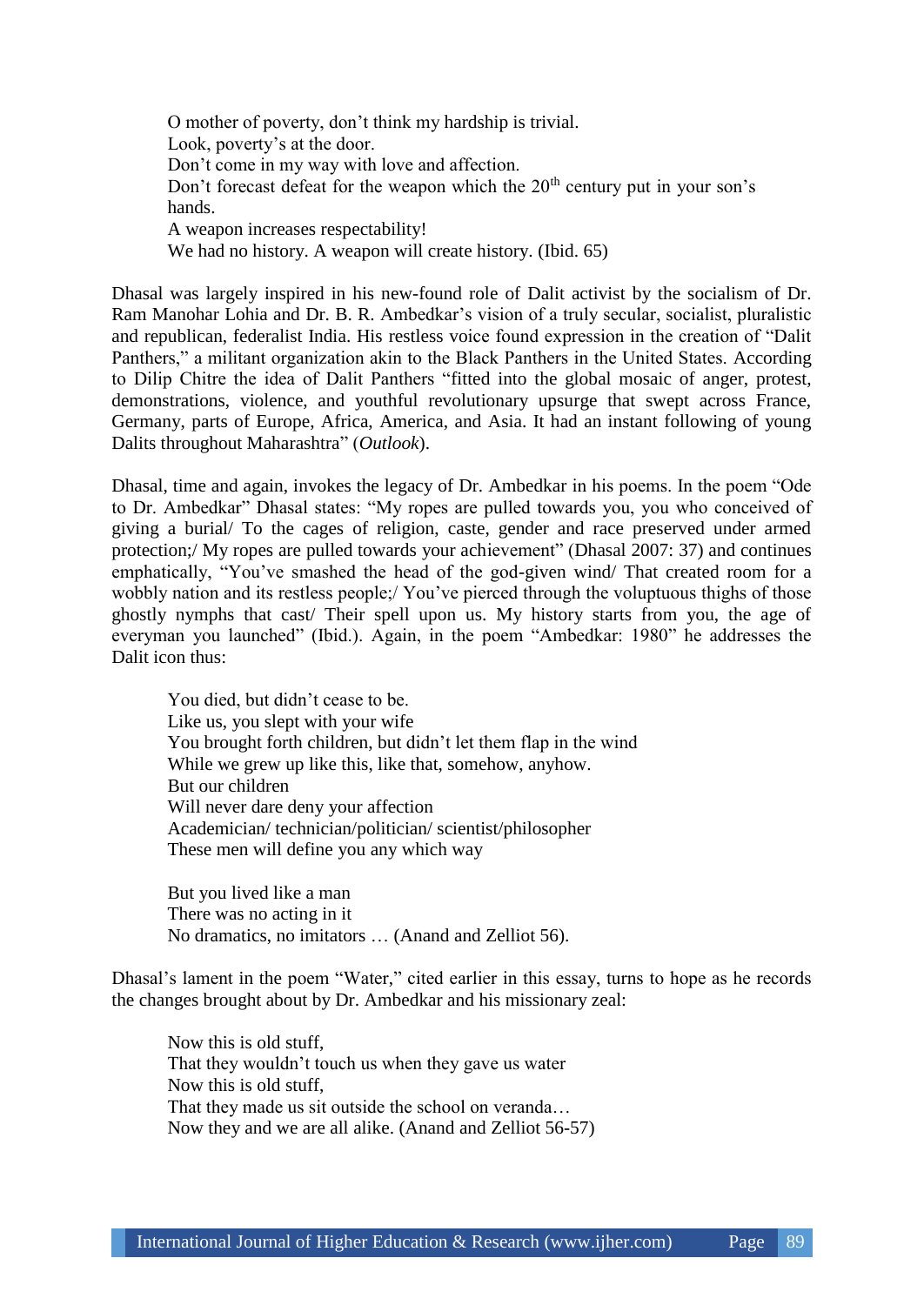> O mother of poverty, don't think my hardship is trivial.
> Look, poverty's at the door.
> Don't come in my way with love and affection.
> Don't forecast defeat for the weapon which the 20th century put in your son's hands.
> A weapon increases respectability!
> We had no history. A weapon will create history. (Ibid. 65)

Dhasal was largely inspired in his new-found role of Dalit activist by the socialism of Dr. Ram Manohar Lohia and Dr. B. R. Ambedkar's vision of a truly secular, socialist, pluralistic and republican, federalist India. His restless voice found expression in the creation of "Dalit Panthers," a militant organization akin to the Black Panthers in the United States. According to Dilip Chitre the idea of Dalit Panthers "fitted into the global mosaic of anger, protest, demonstrations, violence, and youthful revolutionary upsurge that swept across France, Germany, parts of Europe, Africa, America, and Asia. It had an instant following of young Dalits throughout Maharashtra" (*Outlook*).

Dhasal, time and again, invokes the legacy of Dr. Ambedkar in his poems. In the poem "Ode to Dr. Ambedkar" Dhasal states: "My ropes are pulled towards you, you who conceived of giving a burial/ To the cages of religion, caste, gender and race preserved under armed protection;/ My ropes are pulled towards your achievement" (Dhasal 2007: 37) and continues emphatically, "You've smashed the head of the god-given wind/ That created room for a wobbly nation and its restless people;/ You've pierced through the voluptuous thighs of those ghostly nymphs that cast/ Their spell upon us. My history starts from you, the age of everyman you launched" (Ibid.). Again, in the poem "Ambedkar: 1980" he addresses the Dalit icon thus:

> You died, but didn't cease to be.
> Like us, you slept with your wife
> You brought forth children, but didn't let them flap in the wind
> While we grew up like this, like that, somehow, anyhow.
> But our children
> Will never dare deny your affection
> Academician/ technician/politician/ scientist/philosopher
> These men will define you any which way
>
> But you lived like a man
> There was no acting in it
> No dramatics, no imitators … (Anand and Zelliot 56).

Dhasal's lament in the poem "Water," cited earlier in this essay, turns to hope as he records the changes brought about by Dr. Ambedkar and his missionary zeal:

> Now this is old stuff,
> That they wouldn't touch us when they gave us water
> Now this is old stuff,
> That they made us sit outside the school on veranda…
> Now they and we are all alike. (Anand and Zelliot 56-57)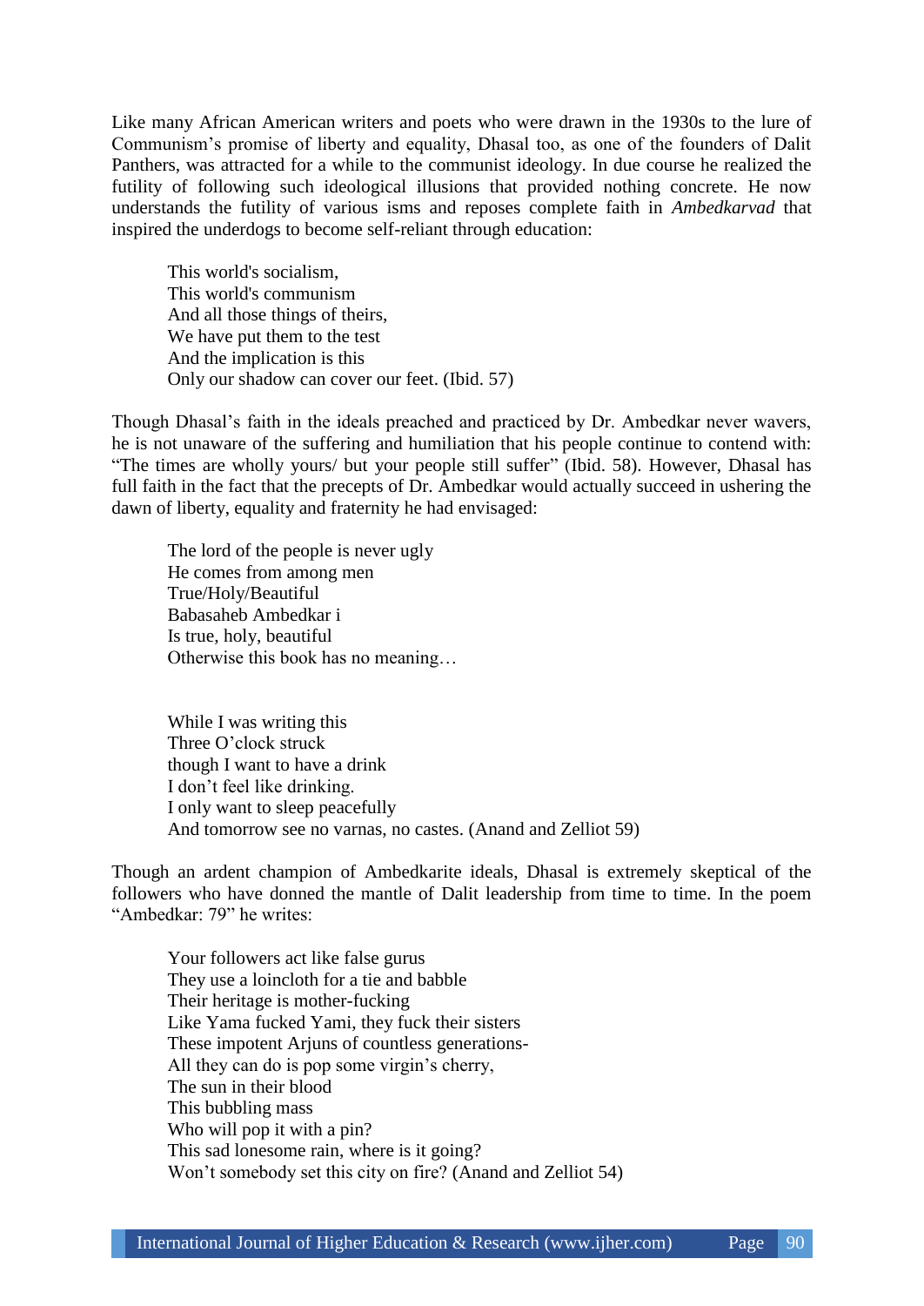Like many African American writers and poets who were drawn in the 1930s to the lure of Communism's promise of liberty and equality, Dhasal too, as one of the founders of Dalit Panthers, was attracted for a while to the communist ideology. In due course he realized the futility of following such ideological illusions that provided nothing concrete. He now understands the futility of various isms and reposes complete faith in *Ambedkarvad* that inspired the underdogs to become self-reliant through education:

> This world's socialism,
> This world's communism
> And all those things of theirs,
> We have put them to the test
> And the implication is this
> Only our shadow can cover our feet. (Ibid. 57)

Though Dhasal's faith in the ideals preached and practiced by Dr. Ambedkar never wavers, he is not unaware of the suffering and humiliation that his people continue to contend with: "The times are wholly yours/ but your people still suffer" (Ibid. 58). However, Dhasal has full faith in the fact that the precepts of Dr. Ambedkar would actually succeed in ushering the dawn of liberty, equality and fraternity he had envisaged:

> The lord of the people is never ugly
> He comes from among men
> True/Holy/Beautiful
> Babasaheb Ambedkar i
> Is true, holy, beautiful
> Otherwise this book has no meaning…
>
> While I was writing this
> Three O'clock struck
> though I want to have a drink
> I don't feel like drinking.
> I only want to sleep peacefully
> And tomorrow see no varnas, no castes. (Anand and Zelliot 59)

Though an ardent champion of Ambedkarite ideals, Dhasal is extremely skeptical of the followers who have donned the mantle of Dalit leadership from time to time. In the poem "Ambedkar: 79" he writes:

> Your followers act like false gurus
> They use a loincloth for a tie and babble
> Their heritage is mother-fucking
> Like Yama fucked Yami, they fuck their sisters
> These impotent Arjuns of countless generations-
> All they can do is pop some virgin's cherry,
> The sun in their blood
> This bubbling mass
> Who will pop it with a pin?
> This sad lonesome rain, where is it going?
> Won't somebody set this city on fire? (Anand and Zelliot 54)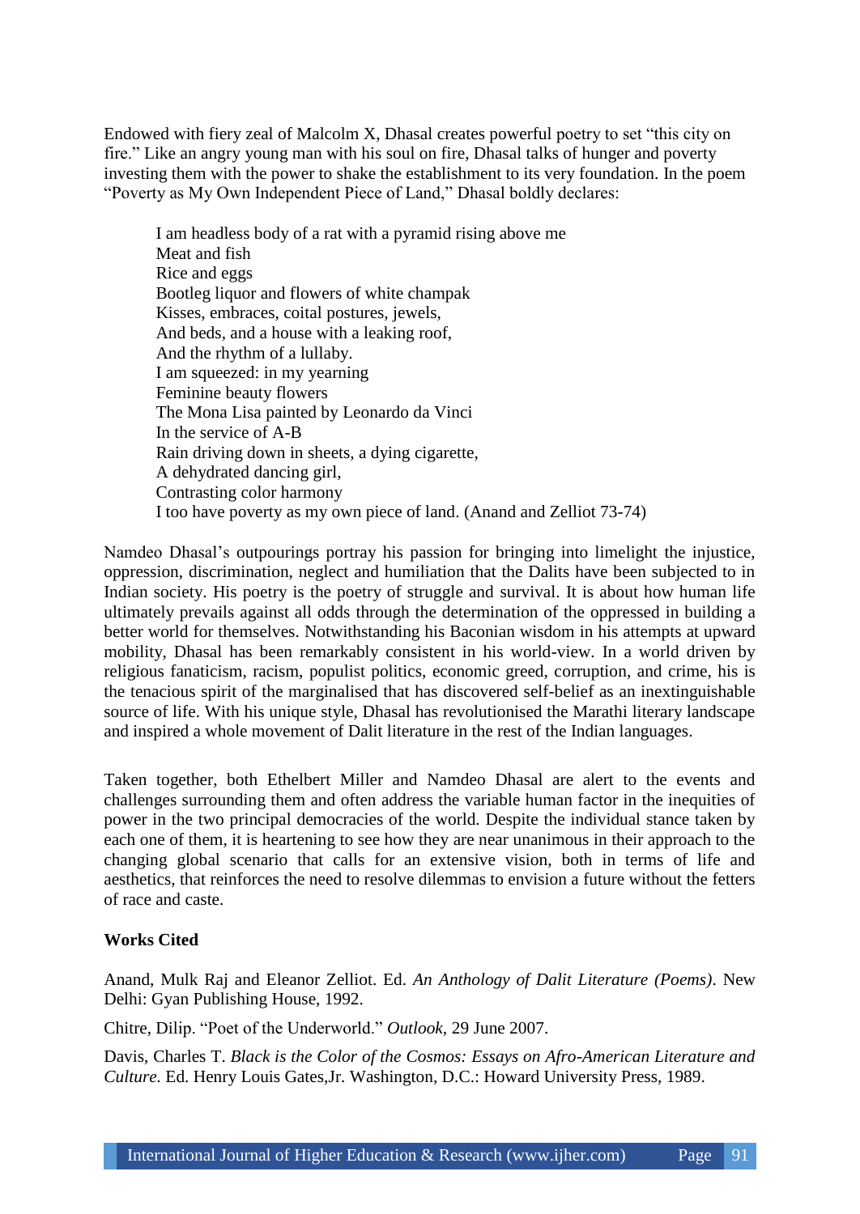Endowed with fiery zeal of Malcolm X, Dhasal creates powerful poetry to set "this city on fire." Like an angry young man with his soul on fire, Dhasal talks of hunger and poverty investing them with the power to shake the establishment to its very foundation. In the poem "Poverty as My Own Independent Piece of Land," Dhasal boldly declares:

> I am headless body of a rat with a pyramid rising above me
> Meat and fish
> Rice and eggs
> Bootleg liquor and flowers of white champak
> Kisses, embraces, coital postures, jewels,
> And beds, and a house with a leaking roof,
> And the rhythm of a lullaby.
> I am squeezed: in my yearning
> Feminine beauty flowers
> The Mona Lisa painted by Leonardo da Vinci
> In the service of A-B
> Rain driving down in sheets, a dying cigarette,
> A dehydrated dancing girl,
> Contrasting color harmony
> I too have poverty as my own piece of land. (Anand and Zelliot 73-74)

Namdeo Dhasal's outpourings portray his passion for bringing into limelight the injustice, oppression, discrimination, neglect and humiliation that the Dalits have been subjected to in Indian society. His poetry is the poetry of struggle and survival. It is about how human life ultimately prevails against all odds through the determination of the oppressed in building a better world for themselves. Notwithstanding his Baconian wisdom in his attempts at upward mobility, Dhasal has been remarkably consistent in his world-view. In a world driven by religious fanaticism, racism, populist politics, economic greed, corruption, and crime, his is the tenacious spirit of the marginalised that has discovered self-belief as an inextinguishable source of life. With his unique style, Dhasal has revolutionised the Marathi literary landscape and inspired a whole movement of Dalit literature in the rest of the Indian languages.

Taken together, both Ethelbert Miller and Namdeo Dhasal are alert to the events and challenges surrounding them and often address the variable human factor in the inequities of power in the two principal democracies of the world. Despite the individual stance taken by each one of them, it is heartening to see how they are near unanimous in their approach to the changing global scenario that calls for an extensive vision, both in terms of life and aesthetics, that reinforces the need to resolve dilemmas to envision a future without the fetters of race and caste.

**Works Cited**

Anand, Mulk Raj and Eleanor Zelliot. Ed. *An Anthology of Dalit Literature (Poems)*. New Delhi: Gyan Publishing House, 1992.

Chitre, Dilip. "Poet of the Underworld." *Outlook*, 29 June 2007.

Davis, Charles T. *Black is the Color of the Cosmos: Essays on Afro-American Literature and Culture.* Ed. Henry Louis Gates,Jr. Washington, D.C.: Howard University Press, 1989.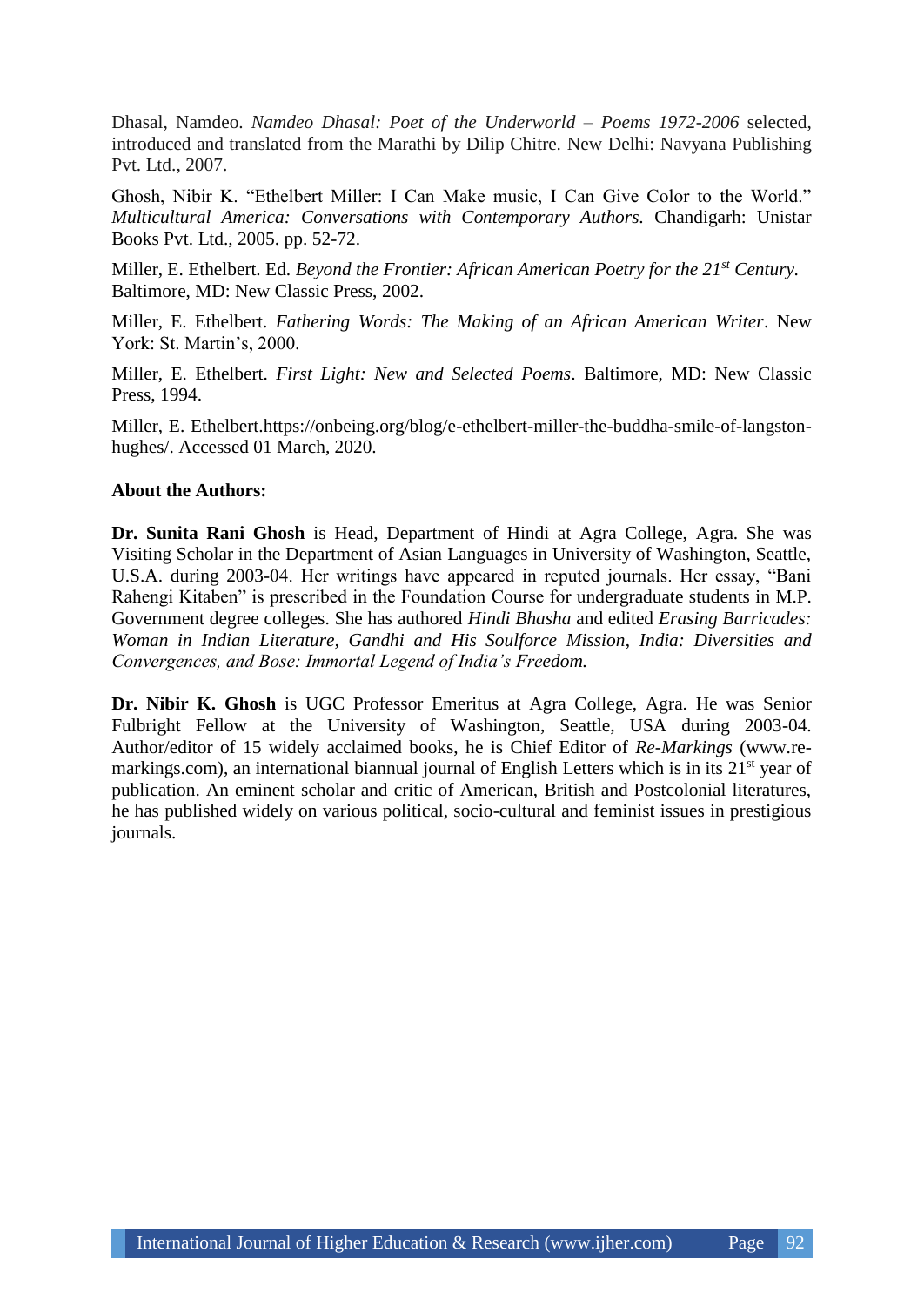Dhasal, Namdeo. *Namdeo Dhasal: Poet of the Underworld – Poems 1972-2006* selected, introduced and translated from the Marathi by Dilip Chitre. New Delhi: Navyana Publishing Pvt. Ltd., 2007.

Ghosh, Nibir K. "Ethelbert Miller: I Can Make music, I Can Give Color to the World." *Multicultural America: Conversations with Contemporary Authors.* Chandigarh: Unistar Books Pvt. Ltd., 2005. pp. 52-72.

Miller, E. Ethelbert. Ed. *Beyond the Frontier: African American Poetry for the 21st Century.* Baltimore, MD: New Classic Press, 2002.

Miller, E. Ethelbert. *Fathering Words: The Making of an African American Writer*. New York: St. Martin's, 2000.

Miller, E. Ethelbert. *First Light: New and Selected Poems*. Baltimore, MD: New Classic Press, 1994.

Miller, E. Ethelbert.https://onbeing.org/blog/e-ethelbert-miller-the-buddha-smile-of-langston-hughes/. Accessed 01 March, 2020.

**About the Authors:**

**Dr. Sunita Rani Ghosh** is Head, Department of Hindi at Agra College, Agra. She was Visiting Scholar in the Department of Asian Languages in University of Washington, Seattle, U.S.A. during 2003-04. Her writings have appeared in reputed journals. Her essay, "Bani Rahengi Kitaben" is prescribed in the Foundation Course for undergraduate students in M.P. Government degree colleges. She has authored *Hindi Bhasha* and edited *Erasing Barricades: Woman in Indian Literature, Gandhi and His Soulforce Mission, India: Diversities and Convergences, and Bose: Immortal Legend of India's Freedom.*

**Dr. Nibir K. Ghosh** is UGC Professor Emeritus at Agra College, Agra. He was Senior Fulbright Fellow at the University of Washington, Seattle, USA during 2003-04. Author/editor of 15 widely acclaimed books, he is Chief Editor of *Re-Markings* (www.re-markings.com), an international biannual journal of English Letters which is in its 21st year of publication. An eminent scholar and critic of American, British and Postcolonial literatures, he has published widely on various political, socio-cultural and feminist issues in prestigious journals.